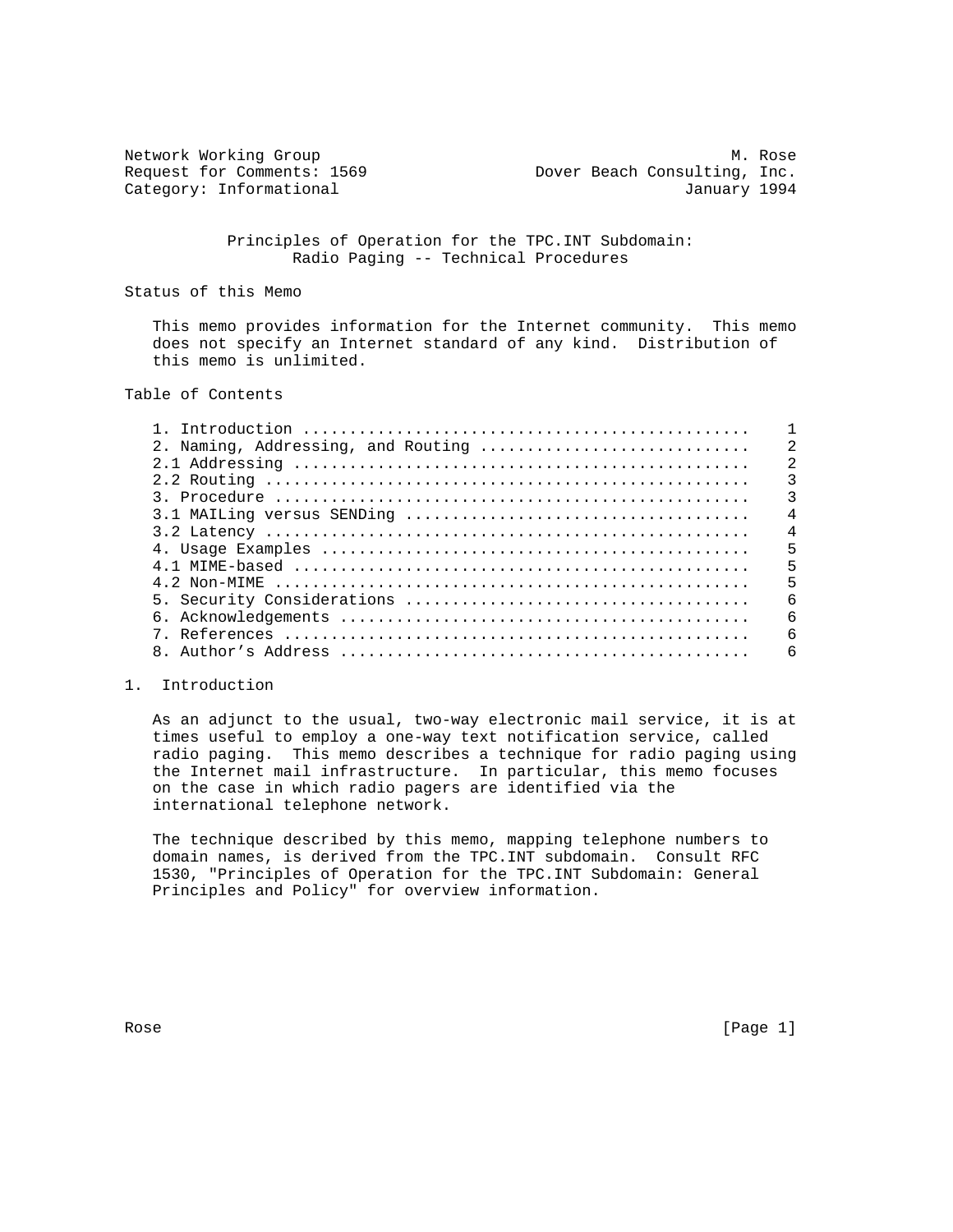Network Working Group M. Rose
Request for Comments: 1569 Dover Beach Consulting, Inc.
Category: Informational January 1994

# Principles of Operation for the TPC.INT Subdomain: Radio Paging -- Technical Procedures

## Status of this Memo

This memo provides information for the Internet community. This memo does not specify an Internet standard of any kind. Distribution of this memo is unlimited.

## Table of Contents

| Section | Page |
| --- | --- |
| 1. Introduction | 1 |
| 2. Naming, Addressing, and Routing | 2 |
| 2.1 Addressing | 2 |
| 2.2 Routing | 3 |
| 3. Procedure | 3 |
| 3.1 MAILing versus SENDing | 4 |
| 3.2 Latency | 4 |
| 4. Usage Examples | 5 |
| 4.1 MIME-based | 5 |
| 4.2 Non-MIME | 5 |
| 5. Security Considerations | 6 |
| 6. Acknowledgements | 6 |
| 7. References | 6 |
| 8. Author's Address | 6 |

## 1. Introduction

As an adjunct to the usual, two-way electronic mail service, it is at times useful to employ a one-way text notification service, called radio paging. This memo describes a technique for radio paging using the Internet mail infrastructure. In particular, this memo focuses on the case in which radio pagers are identified via the international telephone network.

The technique described by this memo, mapping telephone numbers to domain names, is derived from the TPC.INT subdomain. Consult RFC 1530, "Principles of Operation for the TPC.INT Subdomain: General Principles and Policy" for overview information.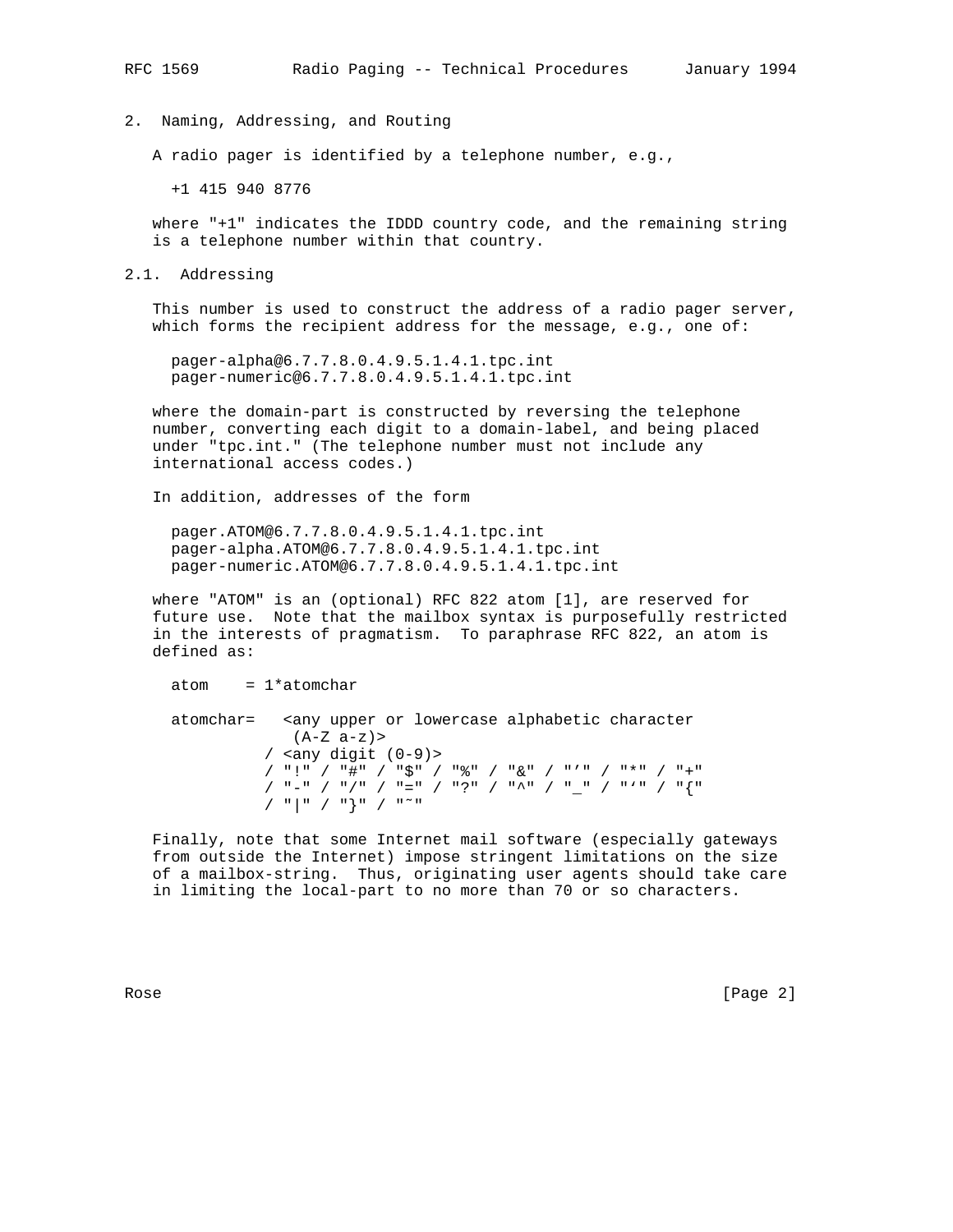## 2. Naming, Addressing, and Routing

A radio pager is identified by a telephone number, e.g.,

```
+1 415 940 8776
```

where "+1" indicates the IDDD country code, and the remaining string is a telephone number within that country.

### 2.1. Addressing

This number is used to construct the address of a radio pager server, which forms the recipient address for the message, e.g., one of:

```
pager-alpha@6.7.7.8.0.4.9.5.1.4.1.tpc.int
pager-numeric@6.7.7.8.0.4.9.5.1.4.1.tpc.int
```

where the domain-part is constructed by reversing the telephone number, converting each digit to a domain-label, and being placed under "tpc.int." (The telephone number must not include any international access codes.)

In addition, addresses of the form

```
pager.ATOM@6.7.7.8.0.4.9.5.1.4.1.tpc.int
pager-alpha.ATOM@6.7.7.8.0.4.9.5.1.4.1.tpc.int
pager-numeric.ATOM@6.7.7.8.0.4.9.5.1.4.1.tpc.int
```

where "ATOM" is an (optional) RFC 822 atom [1], are reserved for future use. Note that the mailbox syntax is purposefully restricted in the interests of pragmatism. To paraphrase RFC 822, an atom is defined as:

```
atom    = 1*atomchar

atomchar=   <any upper or lowercase alphabetic character
             (A-Z a-z)>
          / <any digit (0-9)>
          / "!" / "#" / "$" / "%" / "&" / "'" / "*" / "+"
          / "-" / "/" / "=" / "?" / "^" / "_" / "`" / "{"
          / "|" / "}" / "~"
```

Finally, note that some Internet mail software (especially gateways from outside the Internet) impose stringent limitations on the size of a mailbox-string. Thus, originating user agents should take care in limiting the local-part to no more than 70 or so characters.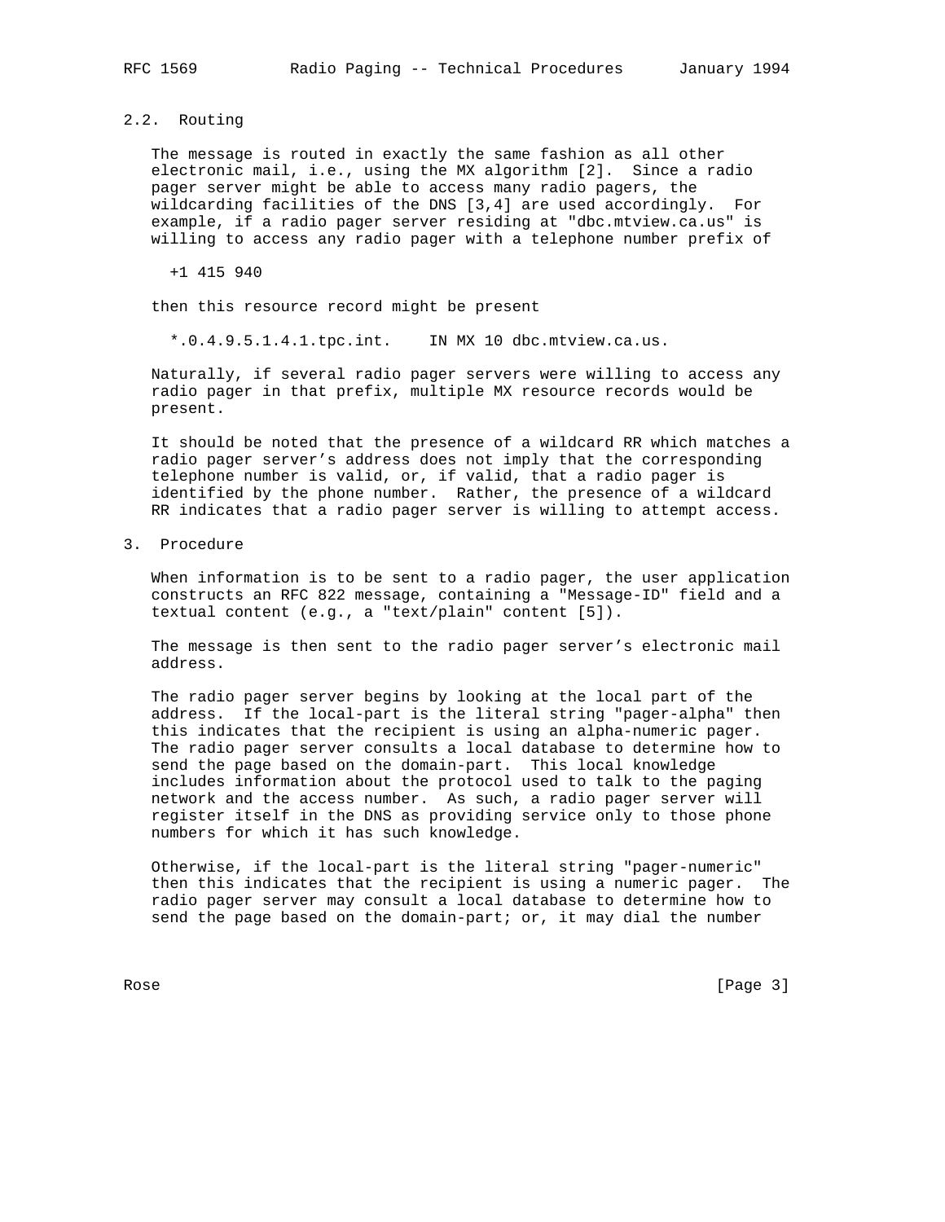## 2.2. Routing

The message is routed in exactly the same fashion as all other electronic mail, i.e., using the MX algorithm [2]. Since a radio pager server might be able to access many radio pagers, the wildcarding facilities of the DNS [3,4] are used accordingly. For example, if a radio pager server residing at "dbc.mtview.ca.us" is willing to access any radio pager with a telephone number prefix of

```
+1 415 940
```

then this resource record might be present

```
*.0.4.9.5.1.4.1.tpc.int.    IN MX 10 dbc.mtview.ca.us.
```

Naturally, if several radio pager servers were willing to access any radio pager in that prefix, multiple MX resource records would be present.

It should be noted that the presence of a wildcard RR which matches a radio pager server's address does not imply that the corresponding telephone number is valid, or, if valid, that a radio pager is identified by the phone number. Rather, the presence of a wildcard RR indicates that a radio pager server is willing to attempt access.

# 3. Procedure

When information is to be sent to a radio pager, the user application constructs an RFC 822 message, containing a "Message-ID" field and a textual content (e.g., a "text/plain" content [5]).

The message is then sent to the radio pager server's electronic mail address.

The radio pager server begins by looking at the local part of the address. If the local-part is the literal string "pager-alpha" then this indicates that the recipient is using an alpha-numeric pager. The radio pager server consults a local database to determine how to send the page based on the domain-part. This local knowledge includes information about the protocol used to talk to the paging network and the access number. As such, a radio pager server will register itself in the DNS as providing service only to those phone numbers for which it has such knowledge.

Otherwise, if the local-part is the literal string "pager-numeric" then this indicates that the recipient is using a numeric pager. The radio pager server may consult a local database to determine how to send the page based on the domain-part; or, it may dial the number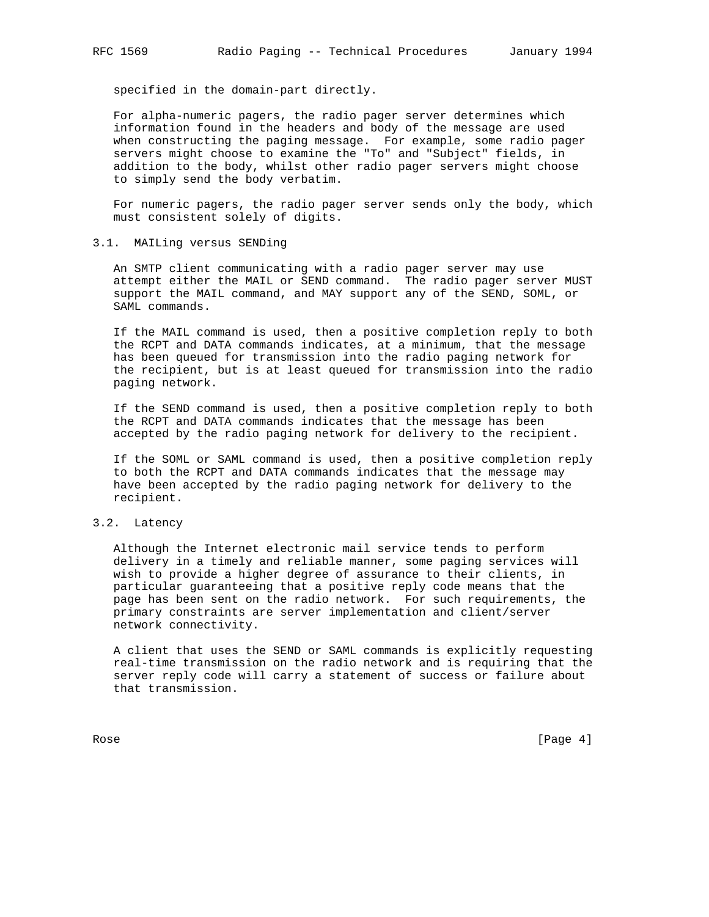specified in the domain-part directly.

For alpha-numeric pagers, the radio pager server determines which information found in the headers and body of the message are used when constructing the paging message. For example, some radio pager servers might choose to examine the "To" and "Subject" fields, in addition to the body, whilst other radio pager servers might choose to simply send the body verbatim.

For numeric pagers, the radio pager server sends only the body, which must consistent solely of digits.

## 3.1. MAILing versus SENDing

An SMTP client communicating with a radio pager server may use attempt either the MAIL or SEND command. The radio pager server MUST support the MAIL command, and MAY support any of the SEND, SOML, or SAML commands.

If the MAIL command is used, then a positive completion reply to both the RCPT and DATA commands indicates, at a minimum, that the message has been queued for transmission into the radio paging network for the recipient, but is at least queued for transmission into the radio paging network.

If the SEND command is used, then a positive completion reply to both the RCPT and DATA commands indicates that the message has been accepted by the radio paging network for delivery to the recipient.

If the SOML or SAML command is used, then a positive completion reply to both the RCPT and DATA commands indicates that the message may have been accepted by the radio paging network for delivery to the recipient.

## 3.2. Latency

Although the Internet electronic mail service tends to perform delivery in a timely and reliable manner, some paging services will wish to provide a higher degree of assurance to their clients, in particular guaranteeing that a positive reply code means that the page has been sent on the radio network. For such requirements, the primary constraints are server implementation and client/server network connectivity.

A client that uses the SEND or SAML commands is explicitly requesting real-time transmission on the radio network and is requiring that the server reply code will carry a statement of success or failure about that transmission.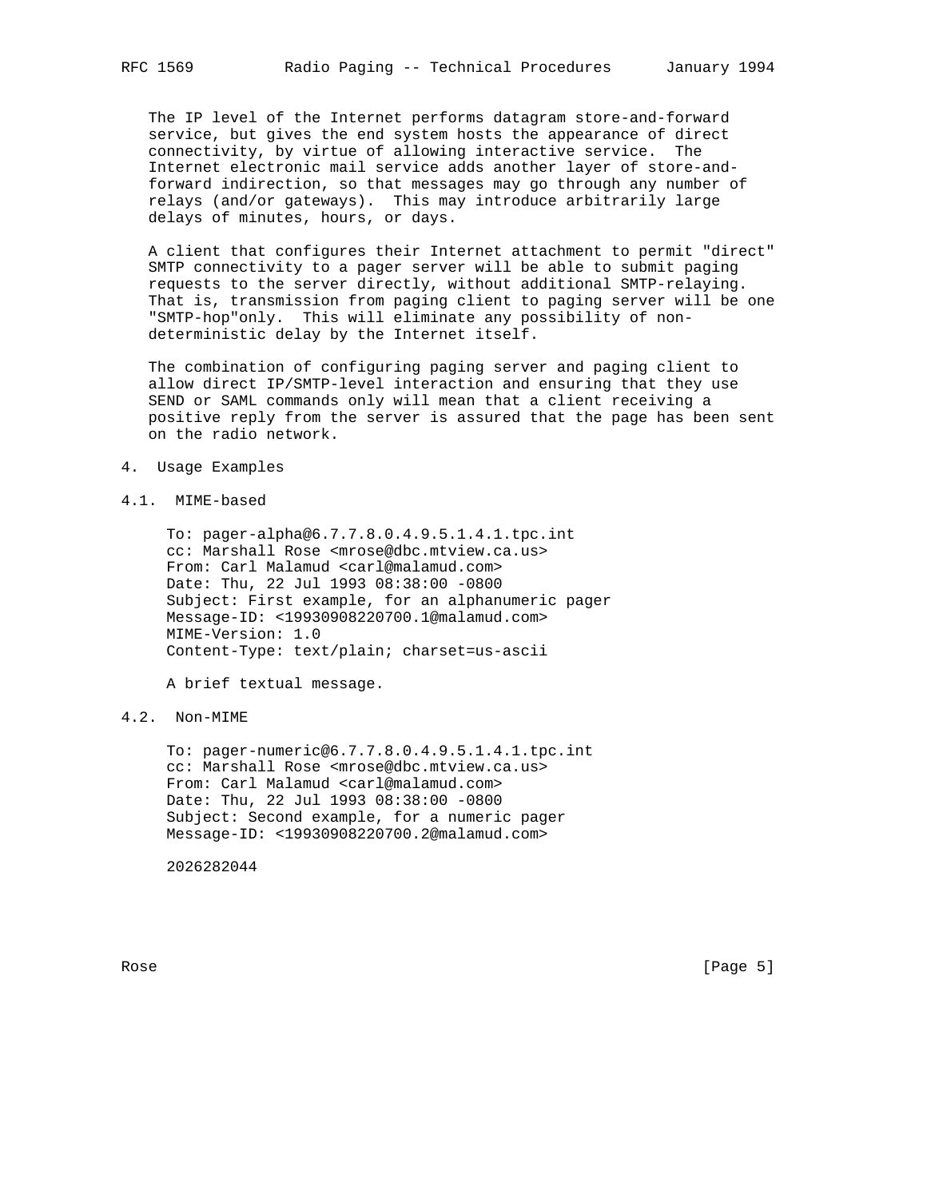The IP level of the Internet performs datagram store-and-forward service, but gives the end system hosts the appearance of direct connectivity, by virtue of allowing interactive service. The Internet electronic mail service adds another layer of store-and-forward indirection, so that messages may go through any number of relays (and/or gateways). This may introduce arbitrarily large delays of minutes, hours, or days.

A client that configures their Internet attachment to permit "direct" SMTP connectivity to a pager server will be able to submit paging requests to the server directly, without additional SMTP-relaying. That is, transmission from paging client to paging server will be one "SMTP-hop"only. This will eliminate any possibility of non-deterministic delay by the Internet itself.

The combination of configuring paging server and paging client to allow direct IP/SMTP-level interaction and ensuring that they use SEND or SAML commands only will mean that a client receiving a positive reply from the server is assured that the page has been sent on the radio network.

## 4. Usage Examples

### 4.1. MIME-based

```
To: pager-alpha@6.7.7.8.0.4.9.5.1.4.1.tpc.int
cc: Marshall Rose <mrose@dbc.mtview.ca.us>
From: Carl Malamud <carl@malamud.com>
Date: Thu, 22 Jul 1993 08:38:00 -0800
Subject: First example, for an alphanumeric pager
Message-ID: <19930908220700.1@malamud.com>
MIME-Version: 1.0
Content-Type: text/plain; charset=us-ascii

A brief textual message.
```

### 4.2. Non-MIME

```
To: pager-numeric@6.7.7.8.0.4.9.5.1.4.1.tpc.int
cc: Marshall Rose <mrose@dbc.mtview.ca.us>
From: Carl Malamud <carl@malamud.com>
Date: Thu, 22 Jul 1993 08:38:00 -0800
Subject: Second example, for a numeric pager
Message-ID: <19930908220700.2@malamud.com>

2026282044
```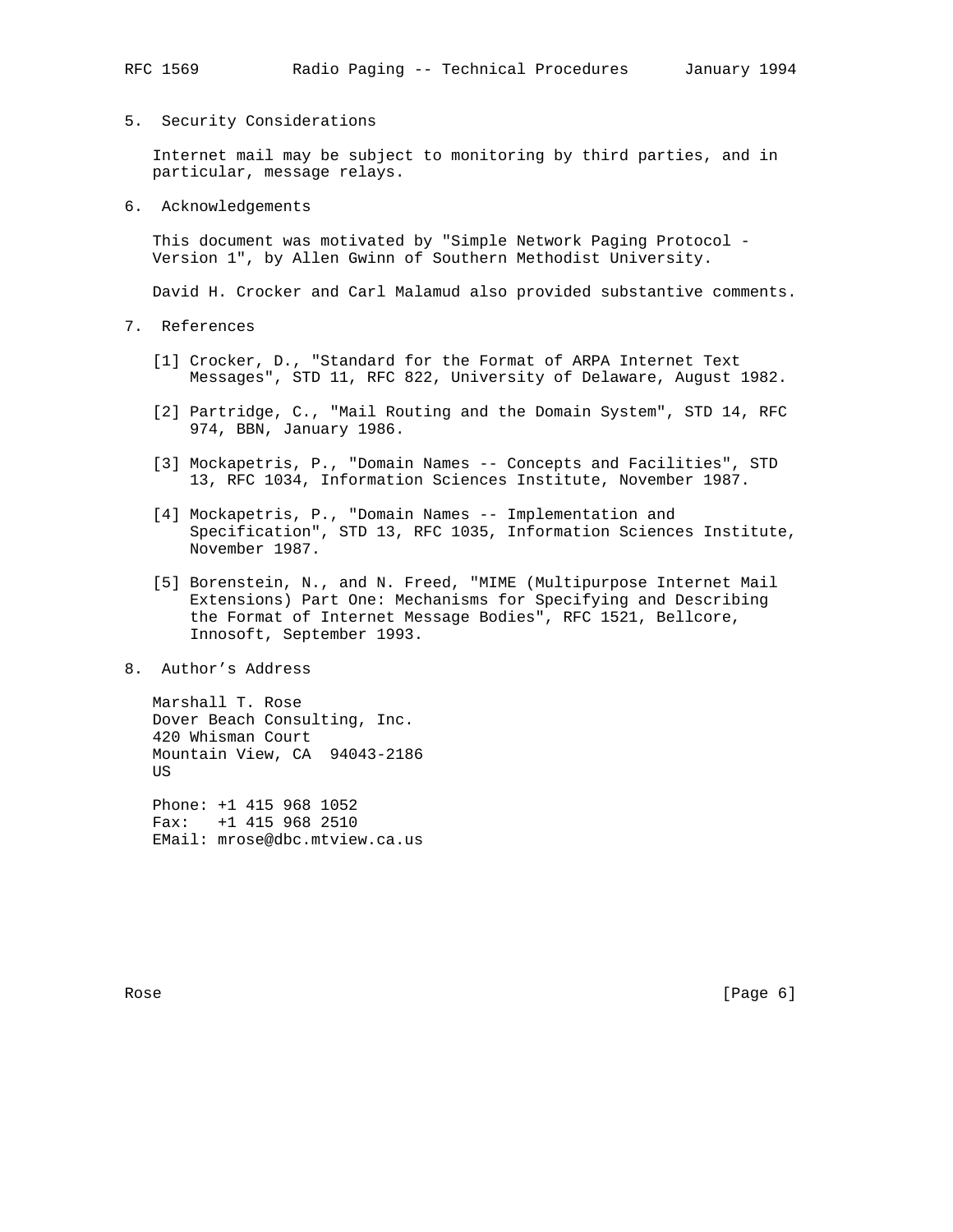## 5. Security Considerations

Internet mail may be subject to monitoring by third parties, and in particular, message relays.

## 6. Acknowledgements

This document was motivated by "Simple Network Paging Protocol - Version 1", by Allen Gwinn of Southern Methodist University.

David H. Crocker and Carl Malamud also provided substantive comments.

## 7. References

[1] Crocker, D., "Standard for the Format of ARPA Internet Text Messages", STD 11, RFC 822, University of Delaware, August 1982.

[2] Partridge, C., "Mail Routing and the Domain System", STD 14, RFC 974, BBN, January 1986.

[3] Mockapetris, P., "Domain Names -- Concepts and Facilities", STD 13, RFC 1034, Information Sciences Institute, November 1987.

[4] Mockapetris, P., "Domain Names -- Implementation and Specification", STD 13, RFC 1035, Information Sciences Institute, November 1987.

[5] Borenstein, N., and N. Freed, "MIME (Multipurpose Internet Mail Extensions) Part One: Mechanisms for Specifying and Describing the Format of Internet Message Bodies", RFC 1521, Bellcore, Innosoft, September 1993.

## 8. Author's Address

Marshall T. Rose
Dover Beach Consulting, Inc.
420 Whisman Court
Mountain View, CA 94043-2186
US

Phone: +1 415 968 1052
Fax: +1 415 968 2510
EMail: mrose@dbc.mtview.ca.us